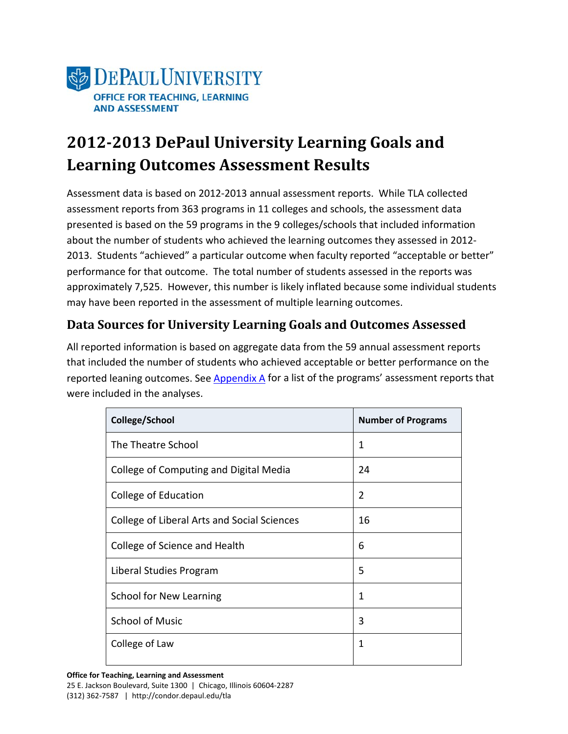DEPAUL UNIVERSITY
OFFICE FOR TEACHING, LEARNING AND ASSESSMENT

# 2012-2013 DePaul University Learning Goals and Learning Outcomes Assessment Results

Assessment data is based on 2012-2013 annual assessment reports. While TLA collected assessment reports from 363 programs in 11 colleges and schools, the assessment data presented is based on the 59 programs in the 9 colleges/schools that included information about the number of students who achieved the learning outcomes they assessed in 2012-2013. Students "achieved" a particular outcome when faculty reported "acceptable or better" performance for that outcome. The total number of students assessed in the reports was approximately 7,525. However, this number is likely inflated because some individual students may have been reported in the assessment of multiple learning outcomes.

## Data Sources for University Learning Goals and Outcomes Assessed

All reported information is based on aggregate data from the 59 annual assessment reports that included the number of students who achieved acceptable or better performance on the reported leaning outcomes. See Appendix A for a list of the programs' assessment reports that were included in the analyses.

| College/School | Number of Programs |
|---|---|
| The Theatre School | 1 |
| College of Computing and Digital Media | 24 |
| College of Education | 2 |
| College of Liberal Arts and Social Sciences | 16 |
| College of Science and Health | 6 |
| Liberal Studies Program | 5 |
| School for New Learning | 1 |
| School of Music | 3 |
| College of Law | 1 |

**Office for Teaching, Learning and Assessment**
25 E. Jackson Boulevard, Suite 1300 | Chicago, Illinois 60604-2287
(312) 362-7587 | http://condor.depaul.edu/tla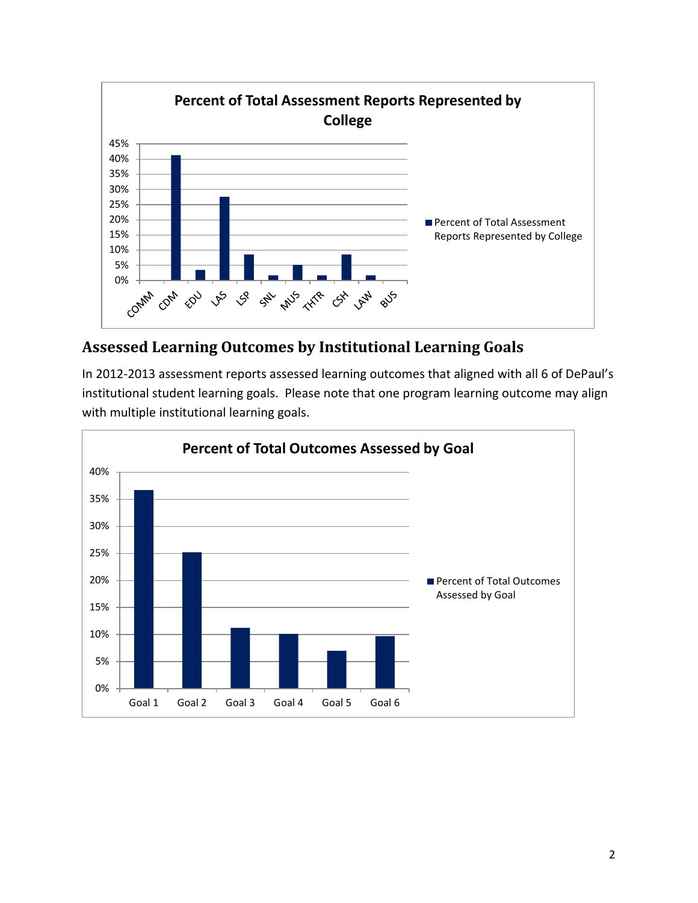## Assessed Learning Outcomes by Institutional Learning Goals

In 2012-2013 assessment reports assessed learning outcomes that aligned with all 6 of DePaul's institutional student learning goals. Please note that one program learning outcome may align with multiple institutional learning goals.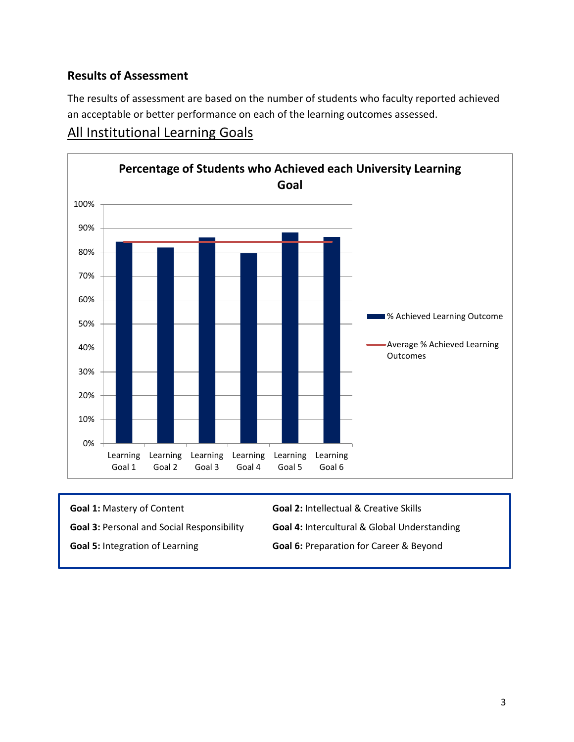## Results of Assessment

The results of assessment are based on the number of students who faculty reported achieved an acceptable or better performance on each of the learning outcomes assessed.

### All Institutional Learning Goals

**Percentage of Students who Achieved each University Learning Goal**

**Goal 1:** Mastery of Content

**Goal 2:** Intellectual & Creative Skills

**Goal 3:** Personal and Social Responsibility

**Goal 4:** Intercultural & Global Understanding

**Goal 5:** Integration of Learning

**Goal 6:** Preparation for Career & Beyond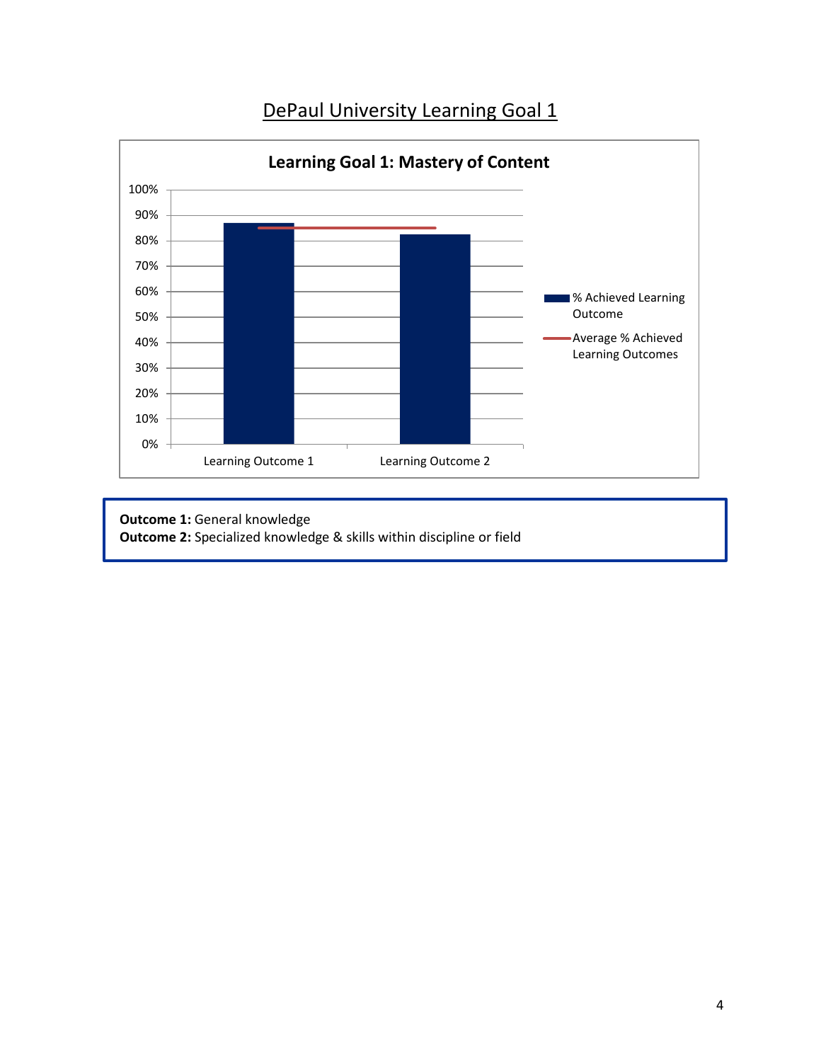# DePaul University Learning Goal 1

**Learning Goal 1: Mastery of Content**

100%
90%
80%
70%
60%
50%
40%
30%
20%
10%
0%

Learning Outcome 1 | Learning Outcome 2

% Achieved Learning Outcome

Average % Achieved Learning Outcomes

**Outcome 1:** General knowledge
**Outcome 2:** Specialized knowledge & skills within discipline or field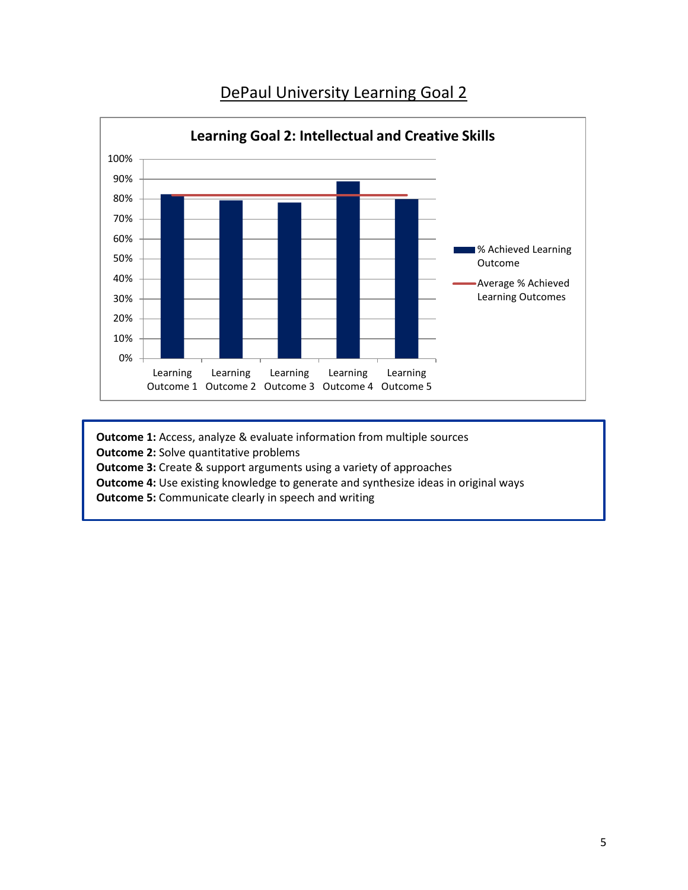# DePaul University Learning Goal 2

**Learning Goal 2: Intellectual and Creative Skills**

**Outcome 1:** Access, analyze & evaluate information from multiple sources
**Outcome 2:** Solve quantitative problems
**Outcome 3:** Create & support arguments using a variety of approaches
**Outcome 4:** Use existing knowledge to generate and synthesize ideas in original ways
**Outcome 5:** Communicate clearly in speech and writing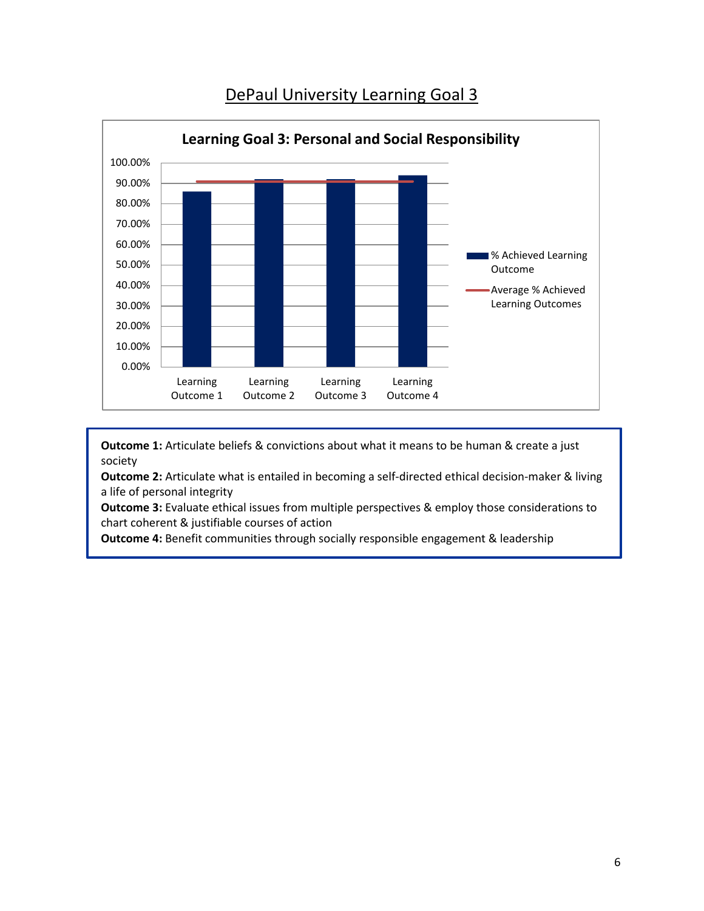# DePaul University Learning Goal 3

**Learning Goal 3: Personal and Social Responsibility**

100.00%
90.00%
80.00%
70.00%
60.00%
50.00%
40.00%
30.00%
20.00%
10.00%
0.00%

Learning Outcome 1 | Learning Outcome 2 | Learning Outcome 3 | Learning Outcome 4

% Achieved Learning Outcome

Average % Achieved Learning Outcomes

**Outcome 1:** Articulate beliefs & convictions about what it means to be human & create a just society
**Outcome 2:** Articulate what is entailed in becoming a self-directed ethical decision-maker & living a life of personal integrity
**Outcome 3:** Evaluate ethical issues from multiple perspectives & employ those considerations to chart coherent & justifiable courses of action
**Outcome 4:** Benefit communities through socially responsible engagement & leadership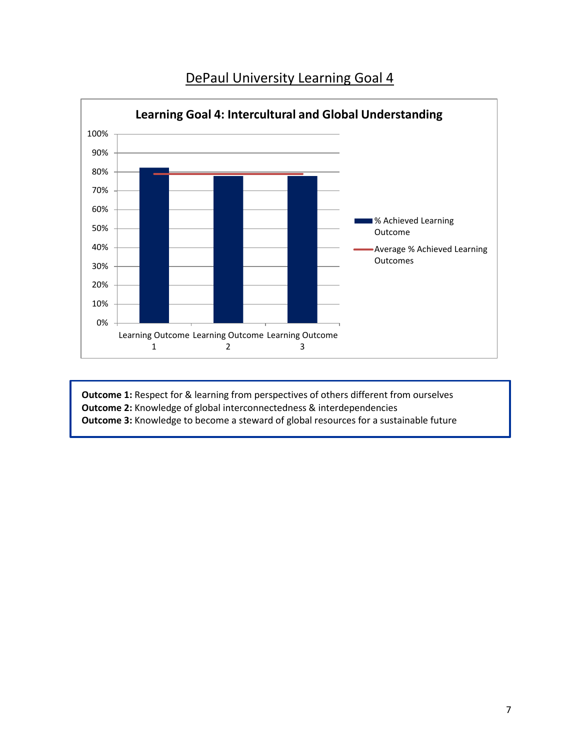# DePaul University Learning Goal 4

**Learning Goal 4: Intercultural and Global Understanding**

**Outcome 1:** Respect for & learning from perspectives of others different from ourselves
**Outcome 2:** Knowledge of global interconnectedness & interdependencies
**Outcome 3:** Knowledge to become a steward of global resources for a sustainable future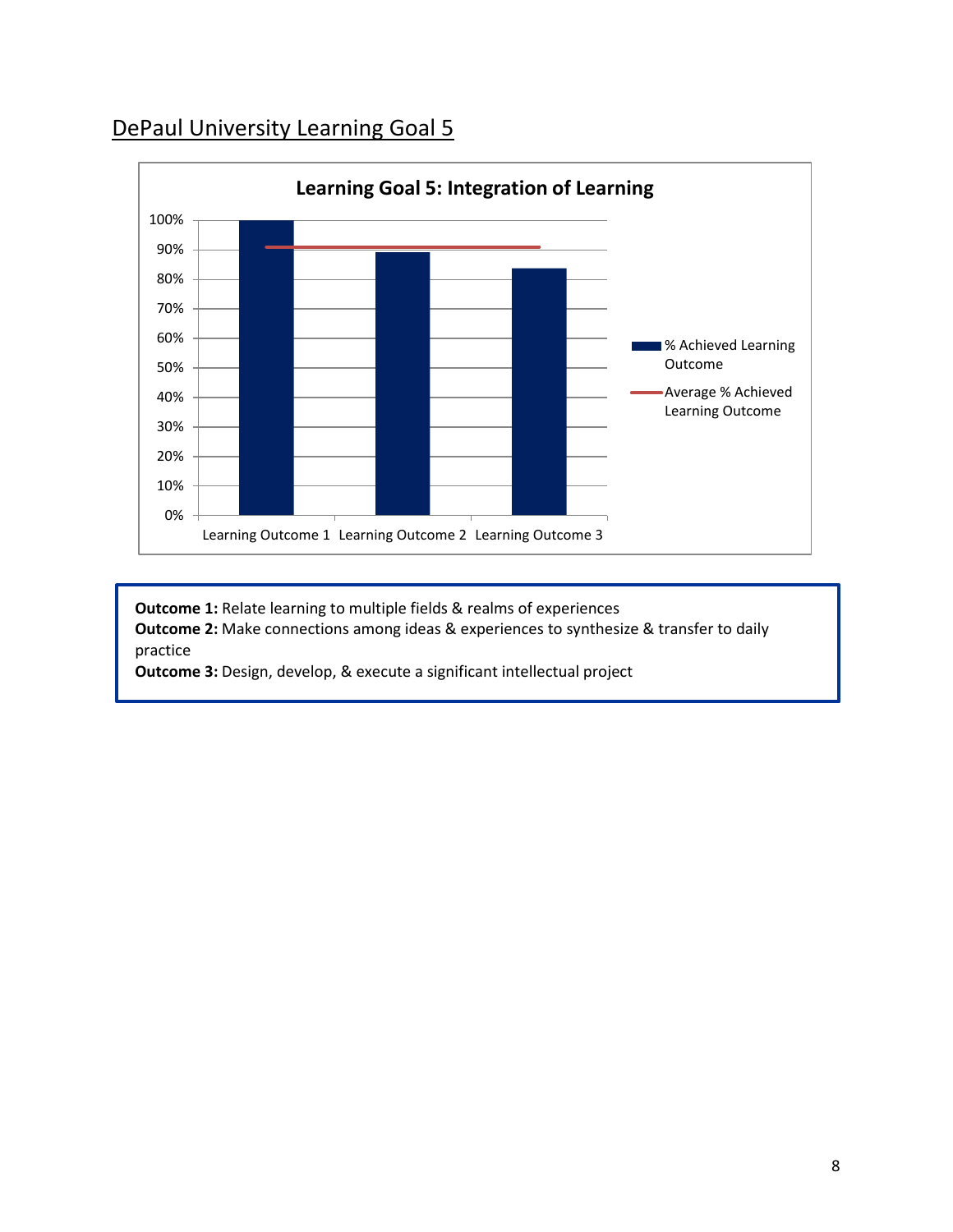<u>DePaul University Learning Goal 5</u>

**Learning Goal 5: Integration of Learning**

| | % Achieved Learning Outcome |
|---|---|
| Learning Outcome 1 | 100% |
| Learning Outcome 2 | 89% |
| Learning Outcome 3 | 84% |

Average % Achieved Learning Outcome: 91%

**Outcome 1:** Relate learning to multiple fields & realms of experiences
**Outcome 2:** Make connections among ideas & experiences to synthesize & transfer to daily practice
**Outcome 3:** Design, develop, & execute a significant intellectual project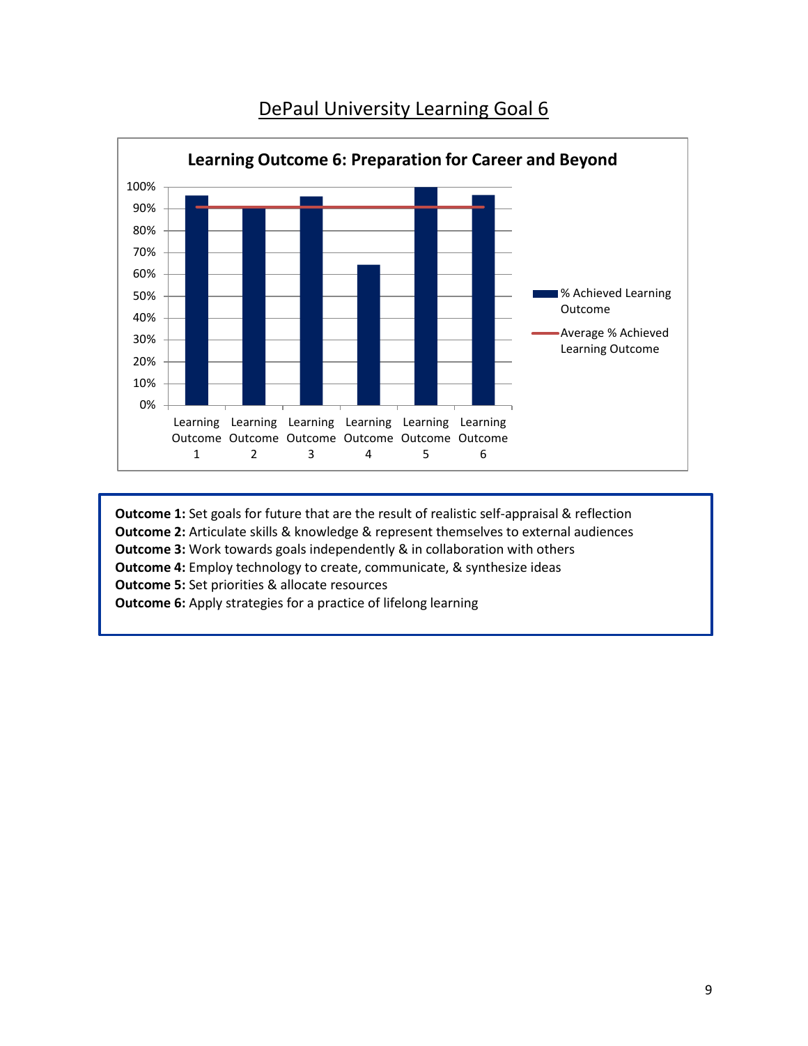# DePaul University Learning Goal 6

**Learning Outcome 6: Preparation for Career and Beyond**

Legend: % Achieved Learning Outcome; Average % Achieved Learning Outcome

Y-axis: 0%, 10%, 20%, 30%, 40%, 50%, 60%, 70%, 80%, 90%, 100%

X-axis: Learning Outcome 1, Learning Outcome 2, Learning Outcome 3, Learning Outcome 4, Learning Outcome 5, Learning Outcome 6

**Outcome 1:** Set goals for future that are the result of realistic self-appraisal & reflection
**Outcome 2:** Articulate skills & knowledge & represent themselves to external audiences
**Outcome 3:** Work towards goals independently & in collaboration with others
**Outcome 4:** Employ technology to create, communicate, & synthesize ideas
**Outcome 5:** Set priorities & allocate resources
**Outcome 6:** Apply strategies for a practice of lifelong learning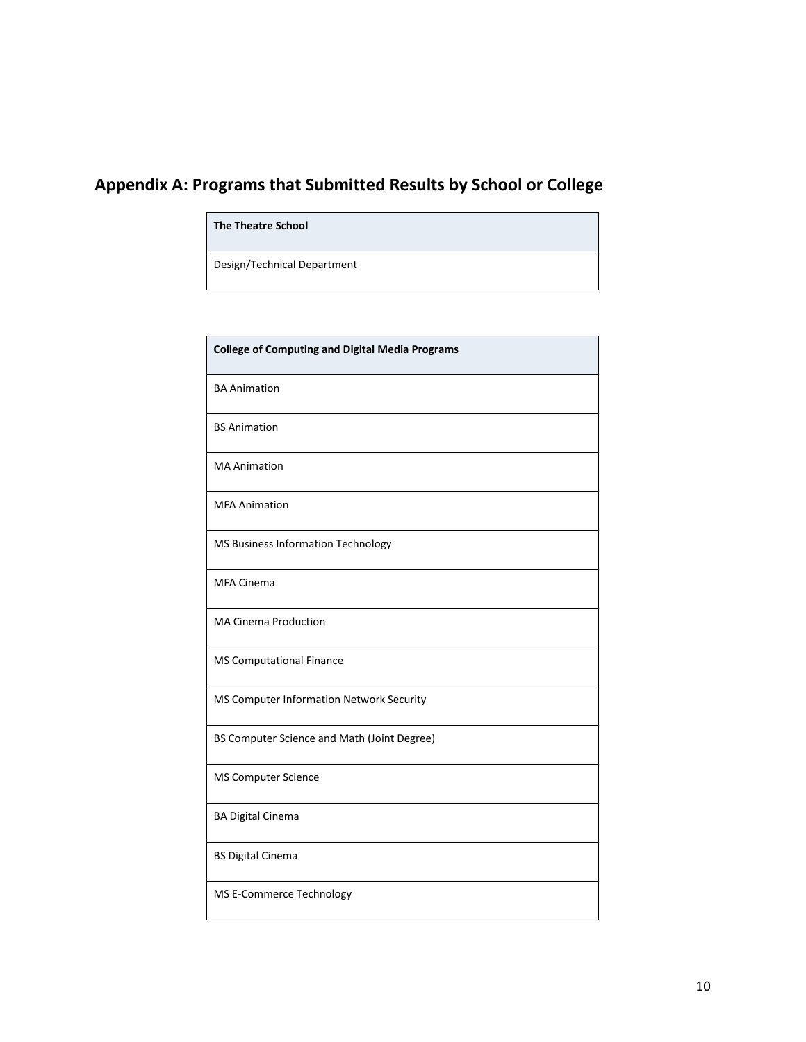## Appendix A: Programs that Submitted Results by School or College

| **The Theatre School** |
| --- |
| Design/Technical Department |

| **College of Computing and Digital Media Programs** |
| --- |
| BA Animation |
| BS Animation |
| MA Animation |
| MFA Animation |
| MS Business Information Technology |
| MFA Cinema |
| MA Cinema Production |
| MS Computational Finance |
| MS Computer Information Network Security |
| BS Computer Science and Math (Joint Degree) |
| MS Computer Science |
| BA Digital Cinema |
| BS Digital Cinema |
| MS E-Commerce Technology |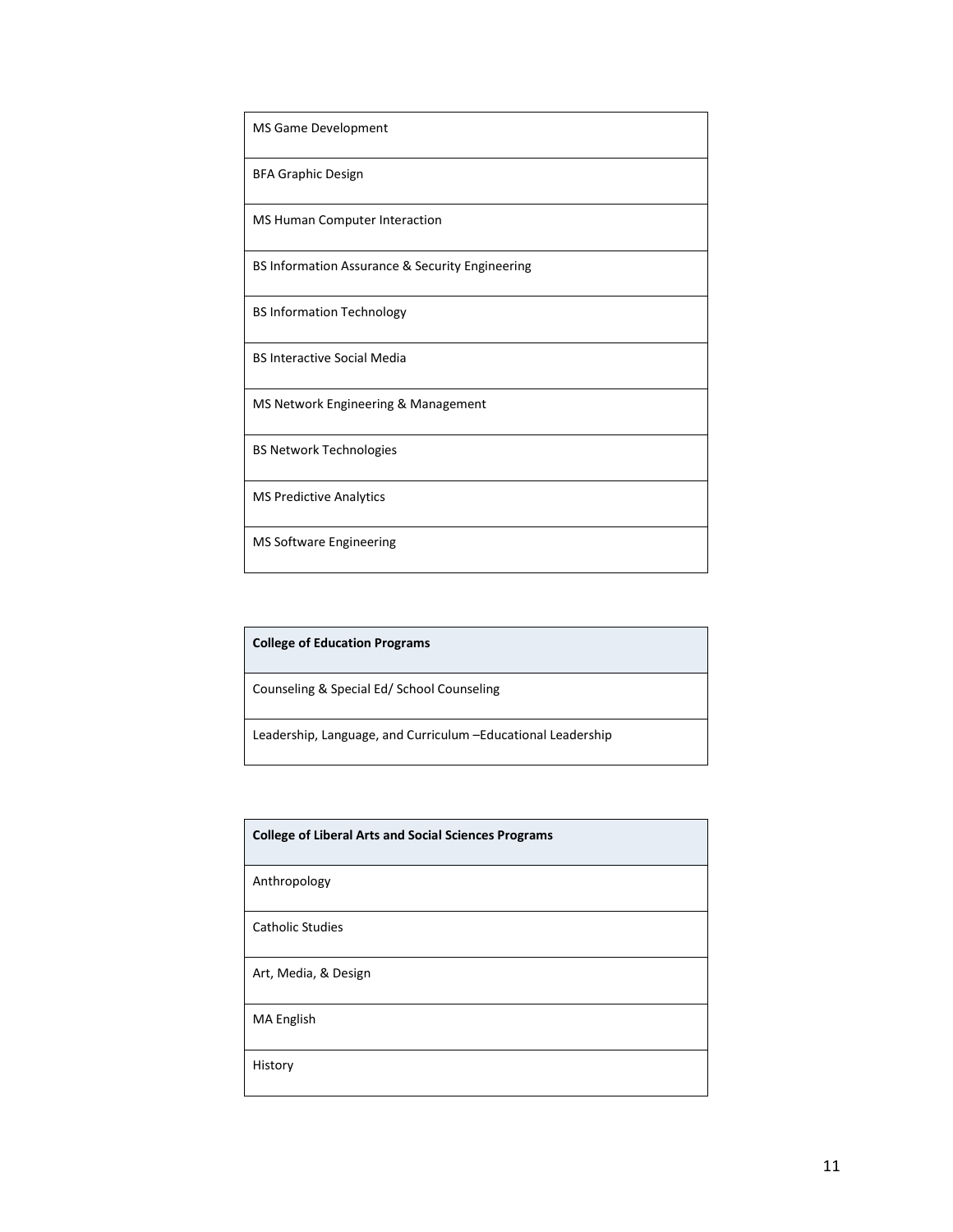| MS Game Development |
| --- |
| BFA Graphic Design |
| MS Human Computer Interaction |
| BS Information Assurance & Security Engineering |
| BS Information Technology |
| BS Interactive Social Media |
| MS Network Engineering & Management |
| BS Network Technologies |
| MS Predictive Analytics |
| MS Software Engineering |

| **College of Education Programs** |
| --- |
| Counseling & Special Ed/ School Counseling |
| Leadership, Language, and Curriculum –Educational Leadership |

| **College of Liberal Arts and Social Sciences Programs** |
| --- |
| Anthropology |
| Catholic Studies |
| Art, Media, & Design |
| MA English |
| History |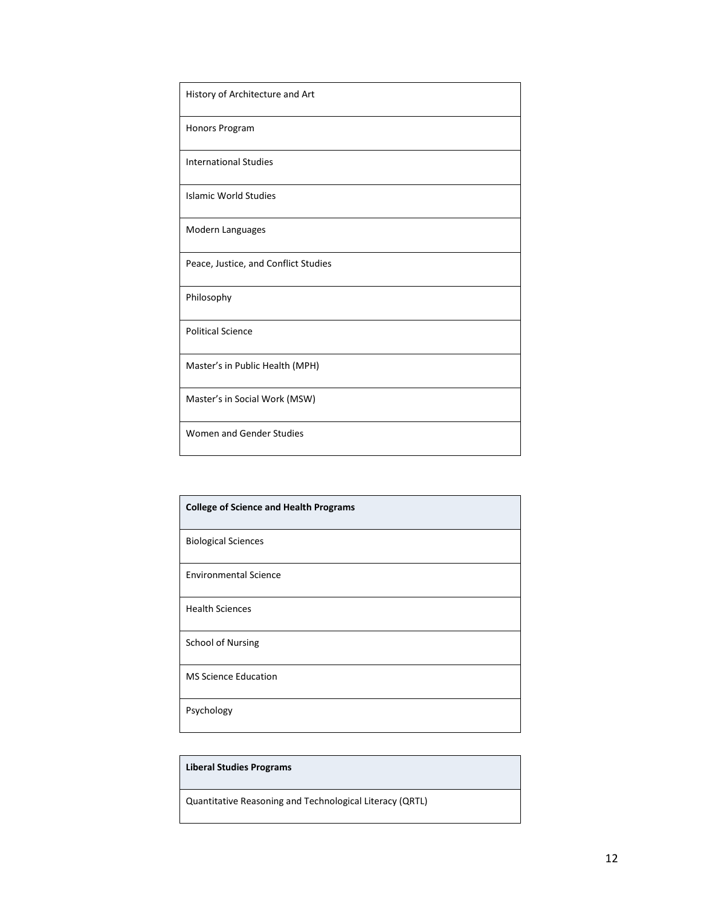| History of Architecture and Art |
|---|
| Honors Program |
| International Studies |
| Islamic World Studies |
| Modern Languages |
| Peace, Justice, and Conflict Studies |
| Philosophy |
| Political Science |
| Master's in Public Health (MPH) |
| Master's in Social Work (MSW) |
| Women and Gender Studies |

| **College of Science and Health Programs** |
|---|
| Biological Sciences |
| Environmental Science |
| Health Sciences |
| School of Nursing |
| MS Science Education |
| Psychology |

| **Liberal Studies Programs** |
|---|
| Quantitative Reasoning and Technological Literacy (QRTL) |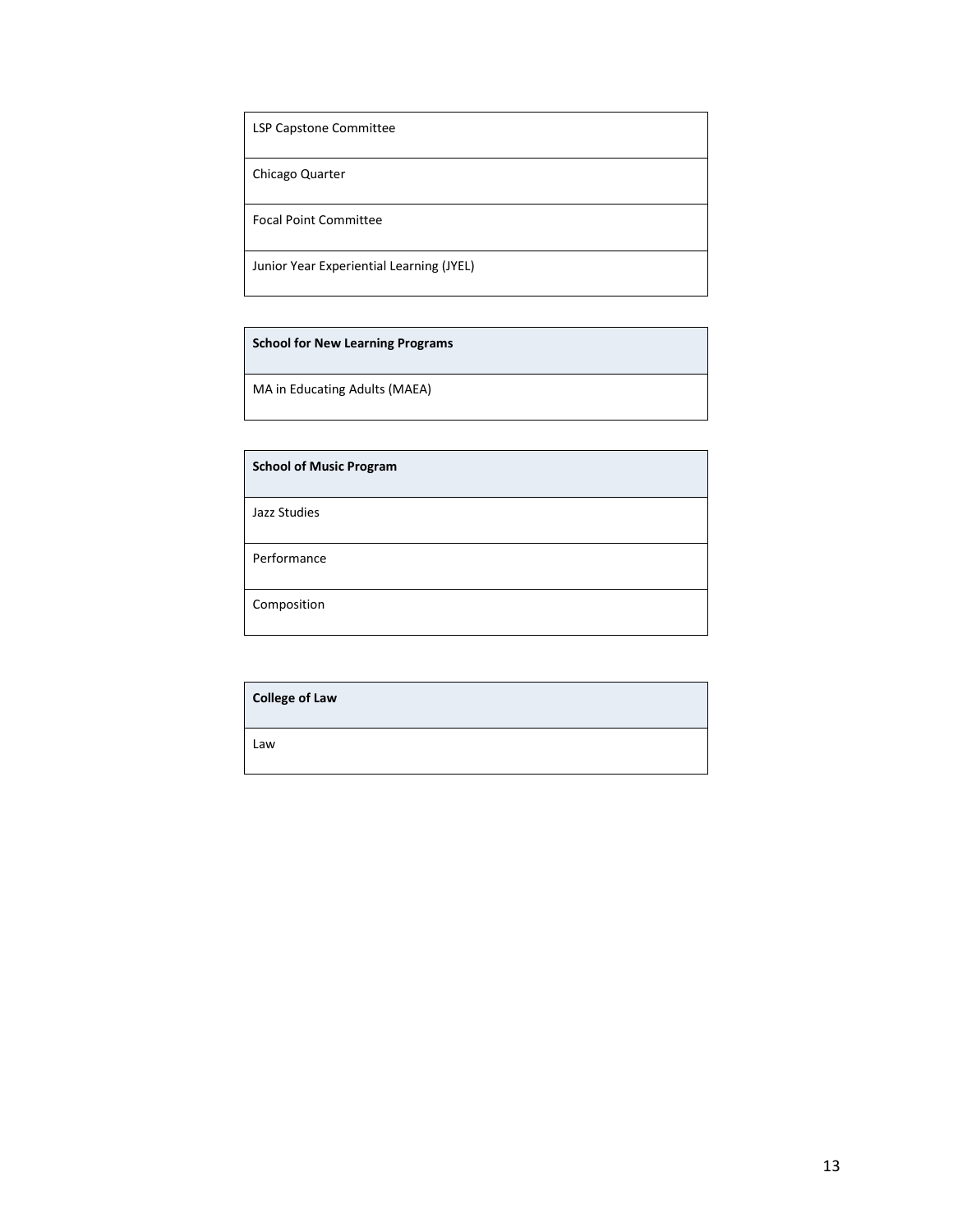| |
|---|
| LSP Capstone Committee |
| Chicago Quarter |
| Focal Point Committee |
| Junior Year Experiential Learning (JYEL) |

| **School for New Learning Programs** |
|---|
| MA in Educating Adults (MAEA) |

| **School of Music Program** |
|---|
| Jazz Studies |
| Performance |
| Composition |

| **College of Law** |
|---|
| Law |